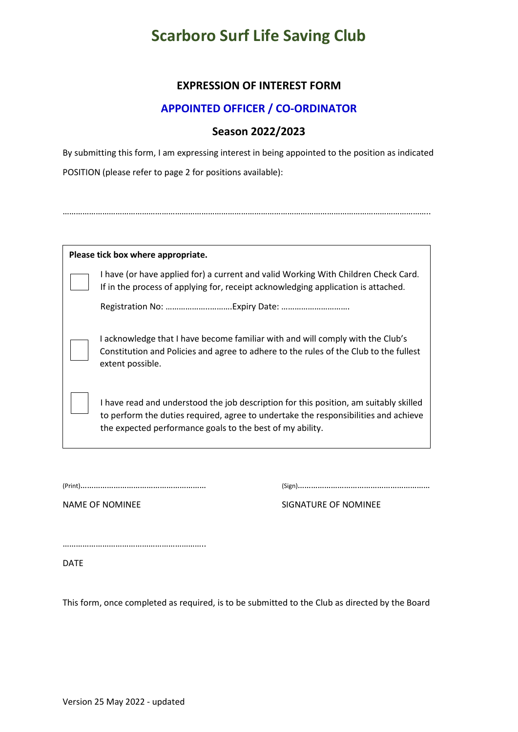# Scarboro Surf Life Saving Club

## EXPRESSION OF INTEREST FORM

## APPOINTED OFFICER / CO-ORDINATOR

## Season 2022/2023

By submitting this form, I am expressing interest in being appointed to the position as indicated

POSITION (please refer to page 2 for positions available):

……………………………………………………………………………………………………………………………………………..

**Please tick box where appropriate.**

☐ I have (or have applied for) a current and valid Working With Children Check Card. If in the process of applying for, receipt acknowledging application is attached.

Registration No: ……………….………Expiry Date: ………………………….

☐ I acknowledge that I have become familiar with and will comply with the Club's Constitution and Policies and agree to adhere to the rules of the Club to the fullest extent possible.

☐ I have read and understood the job description for this position, am suitably skilled to perform the duties required, agree to undertake the responsibilities and achieve the expected performance goals to the best of my ability.

(Print)………………………………………………….. 
NAME OF NOMINEE

(Sign)…………………………………………………… 
SIGNATURE OF NOMINEE

……………………………………………………….. 
DATE

This form, once completed as required, is to be submitted to the Club as directed by the Board

Version 25 May 2022 - updated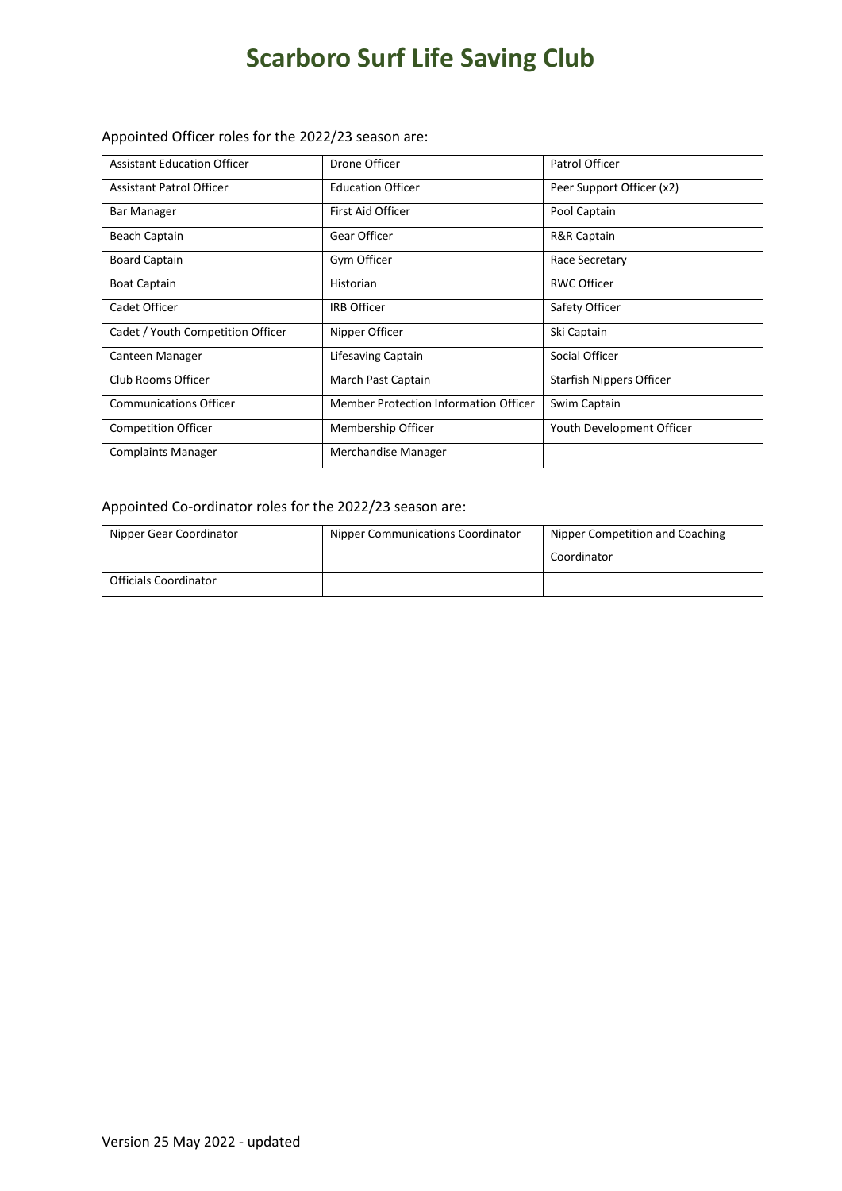Appointed Officer roles for the 2022/23 season are:

| | | |
|---|---|---|
| Assistant Education Officer | Drone Officer | Patrol Officer |
| Assistant Patrol Officer | Education Officer | Peer Support Officer (x2) |
| Bar Manager | First Aid Officer | Pool Captain |
| Beach Captain | Gear Officer | R&R Captain |
| Board Captain | Gym Officer | Race Secretary |
| Boat Captain | Historian | RWC Officer |
| Cadet Officer | IRB Officer | Safety Officer |
| Cadet / Youth Competition Officer | Nipper Officer | Ski Captain |
| Canteen Manager | Lifesaving Captain | Social Officer |
| Club Rooms Officer | March Past Captain | Starfish Nippers Officer |
| Communications Officer | Member Protection Information Officer | Swim Captain |
| Competition Officer | Membership Officer | Youth Development Officer |
| Complaints Manager | Merchandise Manager | |

Appointed Co-ordinator roles for the 2022/23 season are:

| | | |
|---|---|---|
| Nipper Gear Coordinator | Nipper Communications Coordinator | Nipper Competition and Coaching Coordinator |
| Officials Coordinator | | |